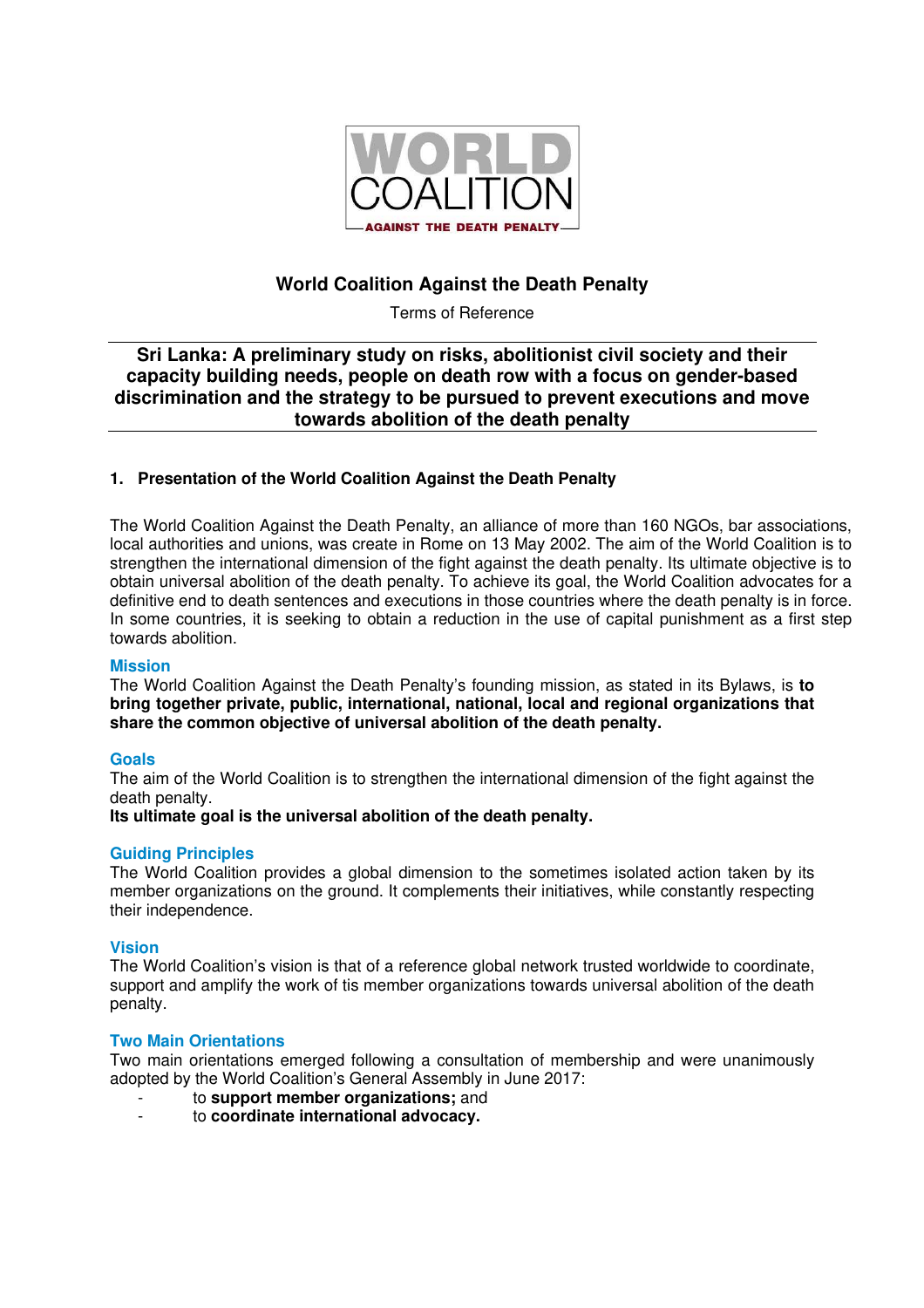# World Coalition Against the Death Penalty

Terms of Reference

## Sri Lanka: A preliminary study on risks, abolitionist civil society and their capacity building needs, people on death row with a focus on gender-based discrimination and the strategy to be pursued to prevent executions and move towards abolition of the death penalty

### 1. Presentation of the World Coalition Against the Death Penalty

The World Coalition Against the Death Penalty, an alliance of more than 160 NGOs, bar associations, local authorities and unions, was create in Rome on 13 May 2002. The aim of the World Coalition is to strengthen the international dimension of the fight against the death penalty. Its ultimate objective is to obtain universal abolition of the death penalty. To achieve its goal, the World Coalition advocates for a definitive end to death sentences and executions in those countries where the death penalty is in force. In some countries, it is seeking to obtain a reduction in the use of capital punishment as a first step towards abolition.

#### Mission

The World Coalition Against the Death Penalty's founding mission, as stated in its Bylaws, is **to bring together private, public, international, national, local and regional organizations that share the common objective of universal abolition of the death penalty.**

#### Goals

The aim of the World Coalition is to strengthen the international dimension of the fight against the death penalty.

**Its ultimate goal is the universal abolition of the death penalty.**

#### Guiding Principles

The World Coalition provides a global dimension to the sometimes isolated action taken by its member organizations on the ground. It complements their initiatives, while constantly respecting their independence.

#### Vision

The World Coalition's vision is that of a reference global network trusted worldwide to coordinate, support and amplify the work of tis member organizations towards universal abolition of the death penalty.

#### Two Main Orientations

Two main orientations emerged following a consultation of membership and were unanimously adopted by the World Coalition's General Assembly in June 2017:

- to **support member organizations;** and
- to **coordinate international advocacy.**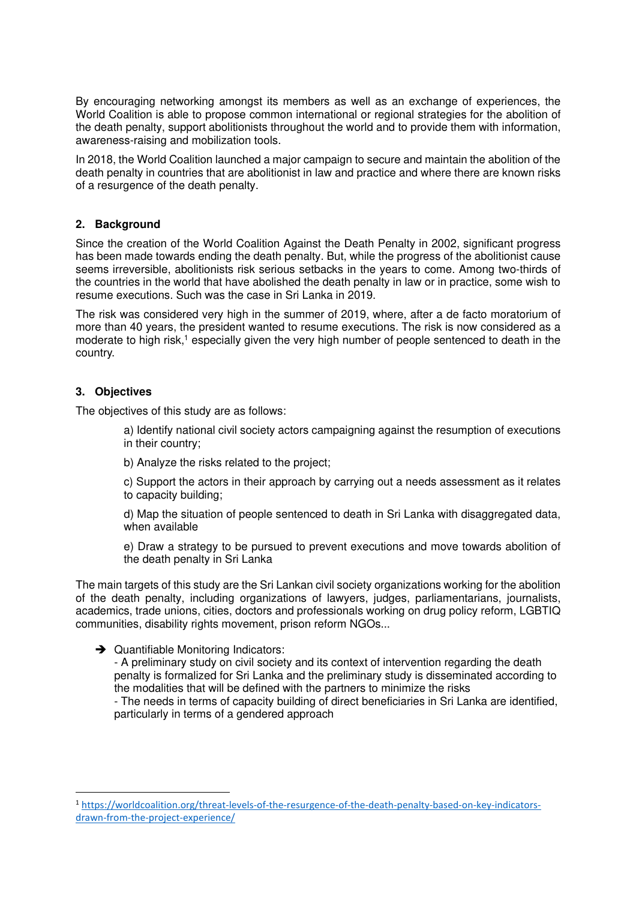By encouraging networking amongst its members as well as an exchange of experiences, the World Coalition is able to propose common international or regional strategies for the abolition of the death penalty, support abolitionists throughout the world and to provide them with information, awareness-raising and mobilization tools.

In 2018, the World Coalition launched a major campaign to secure and maintain the abolition of the death penalty in countries that are abolitionist in law and practice and where there are known risks of a resurgence of the death penalty.

## 2. Background

Since the creation of the World Coalition Against the Death Penalty in 2002, significant progress has been made towards ending the death penalty. But, while the progress of the abolitionist cause seems irreversible, abolitionists risk serious setbacks in the years to come. Among two-thirds of the countries in the world that have abolished the death penalty in law or in practice, some wish to resume executions. Such was the case in Sri Lanka in 2019.

The risk was considered very high in the summer of 2019, where, after a de facto moratorium of more than 40 years, the president wanted to resume executions. The risk is now considered as a moderate to high risk,[1] especially given the very high number of people sentenced to death in the country.

## 3. Objectives

The objectives of this study are as follows:

a) Identify national civil society actors campaigning against the resumption of executions in their country;

b) Analyze the risks related to the project;

c) Support the actors in their approach by carrying out a needs assessment as it relates to capacity building;

d) Map the situation of people sentenced to death in Sri Lanka with disaggregated data, when available

e) Draw a strategy to be pursued to prevent executions and move towards abolition of the death penalty in Sri Lanka

The main targets of this study are the Sri Lankan civil society organizations working for the abolition of the death penalty, including organizations of lawyers, judges, parliamentarians, journalists, academics, trade unions, cities, doctors and professionals working on drug policy reform, LGBTIQ communities, disability rights movement, prison reform NGOs...

➔ Quantifiable Monitoring Indicators:
- A preliminary study on civil society and its context of intervention regarding the death penalty is formalized for Sri Lanka and the preliminary study is disseminated according to the modalities that will be defined with the partners to minimize the risks
- The needs in terms of capacity building of direct beneficiaries in Sri Lanka are identified, particularly in terms of a gendered approach

---

[1] https://worldcoalition.org/threat-levels-of-the-resurgence-of-the-death-penalty-based-on-key-indicators-drawn-from-the-project-experience/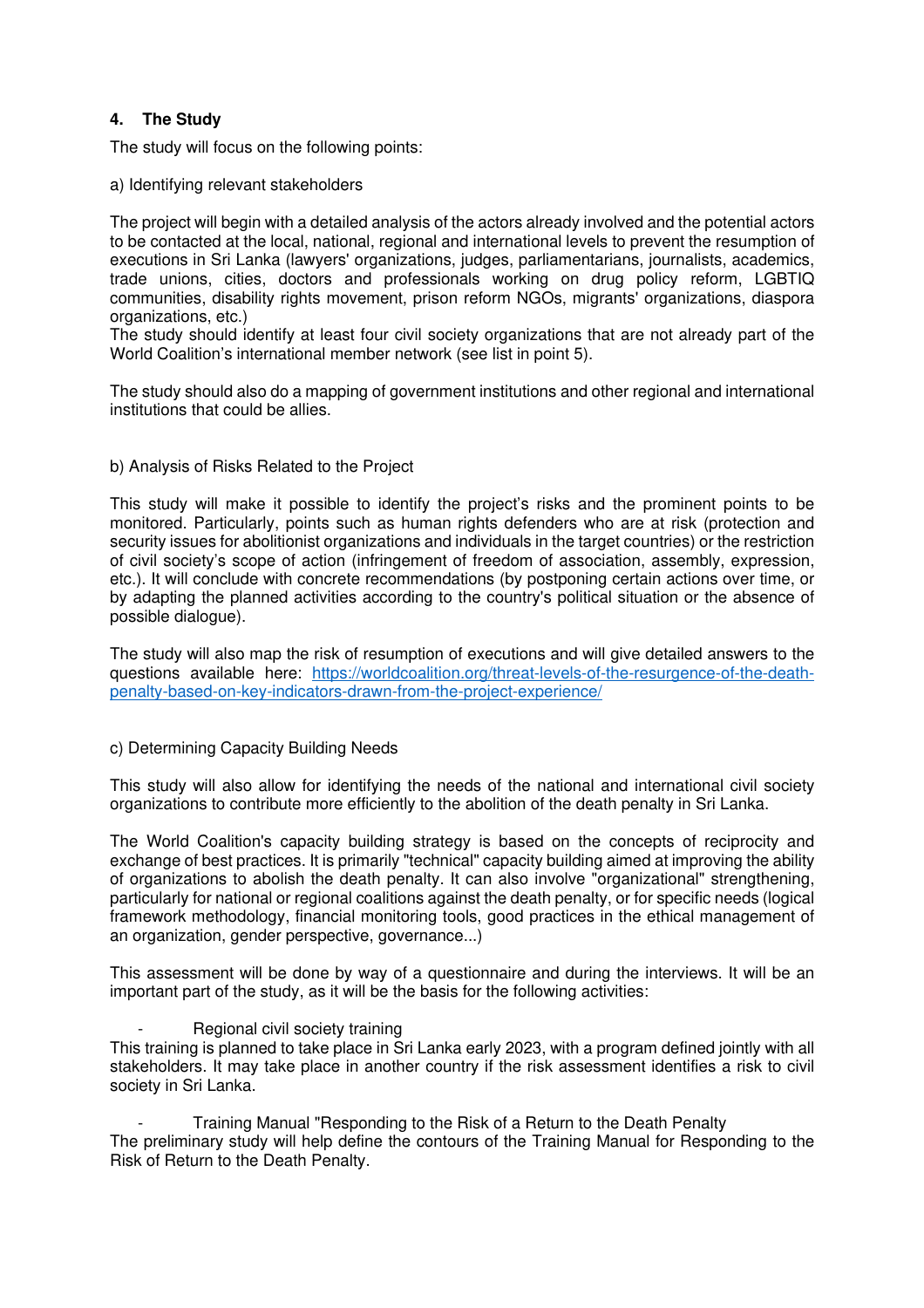## 4. The Study

The study will focus on the following points:

a) Identifying relevant stakeholders

The project will begin with a detailed analysis of the actors already involved and the potential actors to be contacted at the local, national, regional and international levels to prevent the resumption of executions in Sri Lanka (lawyers' organizations, judges, parliamentarians, journalists, academics, trade unions, cities, doctors and professionals working on drug policy reform, LGBTIQ communities, disability rights movement, prison reform NGOs, migrants' organizations, diaspora organizations, etc.)
The study should identify at least four civil society organizations that are not already part of the World Coalition's international member network (see list in point 5).

The study should also do a mapping of government institutions and other regional and international institutions that could be allies.

b) Analysis of Risks Related to the Project

This study will make it possible to identify the project's risks and the prominent points to be monitored. Particularly, points such as human rights defenders who are at risk (protection and security issues for abolitionist organizations and individuals in the target countries) or the restriction of civil society's scope of action (infringement of freedom of association, assembly, expression, etc.). It will conclude with concrete recommendations (by postponing certain actions over time, or by adapting the planned activities according to the country's political situation or the absence of possible dialogue).

The study will also map the risk of resumption of executions and will give detailed answers to the questions available here: [https://worldcoalition.org/threat-levels-of-the-resurgence-of-the-death-penalty-based-on-key-indicators-drawn-from-the-project-experience/](https://worldcoalition.org/threat-levels-of-the-resurgence-of-the-death-penalty-based-on-key-indicators-drawn-from-the-project-experience/)

c) Determining Capacity Building Needs

This study will also allow for identifying the needs of the national and international civil society organizations to contribute more efficiently to the abolition of the death penalty in Sri Lanka.

The World Coalition's capacity building strategy is based on the concepts of reciprocity and exchange of best practices. It is primarily "technical" capacity building aimed at improving the ability of organizations to abolish the death penalty. It can also involve "organizational" strengthening, particularly for national or regional coalitions against the death penalty, or for specific needs (logical framework methodology, financial monitoring tools, good practices in the ethical management of an organization, gender perspective, governance...)

This assessment will be done by way of a questionnaire and during the interviews. It will be an important part of the study, as it will be the basis for the following activities:

- Regional civil society training

This training is planned to take place in Sri Lanka early 2023, with a program defined jointly with all stakeholders. It may take place in another country if the risk assessment identifies a risk to civil society in Sri Lanka.

- Training Manual "Responding to the Risk of a Return to the Death Penalty

The preliminary study will help define the contours of the Training Manual for Responding to the Risk of Return to the Death Penalty.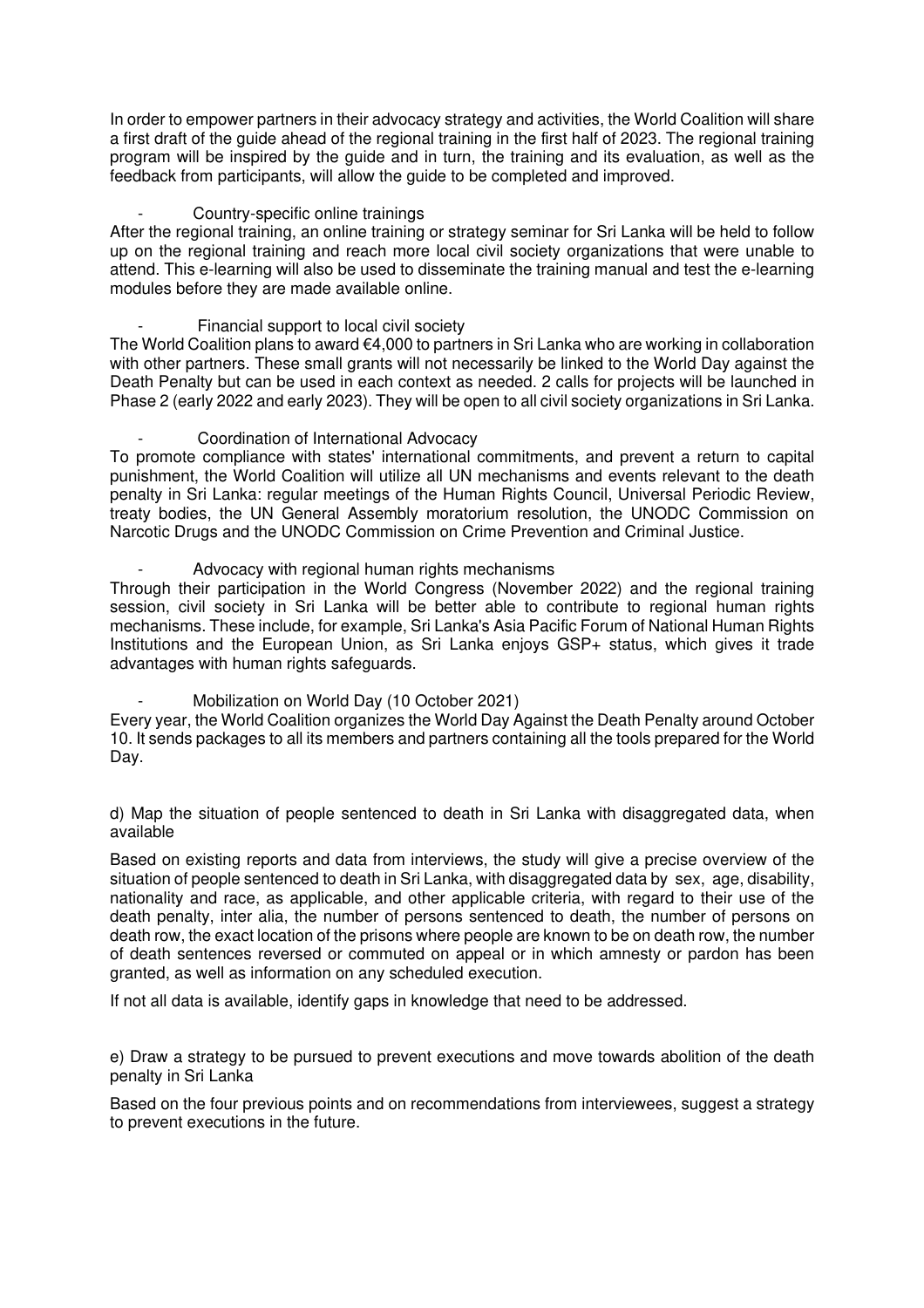In order to empower partners in their advocacy strategy and activities, the World Coalition will share a first draft of the guide ahead of the regional training in the first half of 2023. The regional training program will be inspired by the guide and in turn, the training and its evaluation, as well as the feedback from participants, will allow the guide to be completed and improved.

- Country-specific online trainings

After the regional training, an online training or strategy seminar for Sri Lanka will be held to follow up on the regional training and reach more local civil society organizations that were unable to attend. This e-learning will also be used to disseminate the training manual and test the e-learning modules before they are made available online.

- Financial support to local civil society

The World Coalition plans to award €4,000 to partners in Sri Lanka who are working in collaboration with other partners. These small grants will not necessarily be linked to the World Day against the Death Penalty but can be used in each context as needed. 2 calls for projects will be launched in Phase 2 (early 2022 and early 2023). They will be open to all civil society organizations in Sri Lanka.

- Coordination of International Advocacy

To promote compliance with states' international commitments, and prevent a return to capital punishment, the World Coalition will utilize all UN mechanisms and events relevant to the death penalty in Sri Lanka: regular meetings of the Human Rights Council, Universal Periodic Review, treaty bodies, the UN General Assembly moratorium resolution, the UNODC Commission on Narcotic Drugs and the UNODC Commission on Crime Prevention and Criminal Justice.

- Advocacy with regional human rights mechanisms

Through their participation in the World Congress (November 2022) and the regional training session, civil society in Sri Lanka will be better able to contribute to regional human rights mechanisms. These include, for example, Sri Lanka's Asia Pacific Forum of National Human Rights Institutions and the European Union, as Sri Lanka enjoys GSP+ status, which gives it trade advantages with human rights safeguards.

- Mobilization on World Day (10 October 2021)

Every year, the World Coalition organizes the World Day Against the Death Penalty around October 10. It sends packages to all its members and partners containing all the tools prepared for the World Day.

d) Map the situation of people sentenced to death in Sri Lanka with disaggregated data, when available

Based on existing reports and data from interviews, the study will give a precise overview of the situation of people sentenced to death in Sri Lanka, with disaggregated data by sex, age, disability, nationality and race, as applicable, and other applicable criteria, with regard to their use of the death penalty, inter alia, the number of persons sentenced to death, the number of persons on death row, the exact location of the prisons where people are known to be on death row, the number of death sentences reversed or commuted on appeal or in which amnesty or pardon has been granted, as well as information on any scheduled execution.

If not all data is available, identify gaps in knowledge that need to be addressed.

e) Draw a strategy to be pursued to prevent executions and move towards abolition of the death penalty in Sri Lanka

Based on the four previous points and on recommendations from interviewees, suggest a strategy to prevent executions in the future.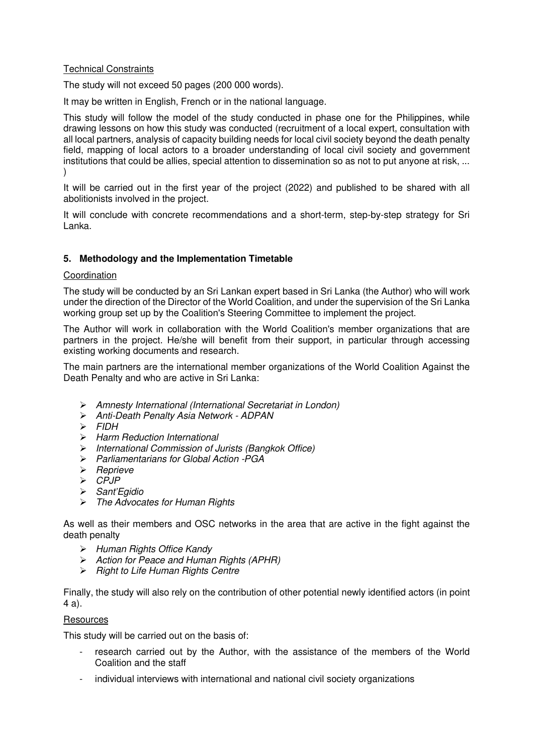Technical Constraints

The study will not exceed 50 pages (200 000 words).

It may be written in English, French or in the national language.

This study will follow the model of the study conducted in phase one for the Philippines, while drawing lessons on how this study was conducted (recruitment of a local expert, consultation with all local partners, analysis of capacity building needs for local civil society beyond the death penalty field, mapping of local actors to a broader understanding of local civil society and government institutions that could be allies, special attention to dissemination so as not to put anyone at risk, ... )

It will be carried out in the first year of the project (2022) and published to be shared with all abolitionists involved in the project.

It will conclude with concrete recommendations and a short-term, step-by-step strategy for Sri Lanka.

## 5. Methodology and the Implementation Timetable

Coordination

The study will be conducted by an Sri Lankan expert based in Sri Lanka (the Author) who will work under the direction of the Director of the World Coalition, and under the supervision of the Sri Lanka working group set up by the Coalition's Steering Committee to implement the project.

The Author will work in collaboration with the World Coalition's member organizations that are partners in the project. He/she will benefit from their support, in particular through accessing existing working documents and research.

The main partners are the international member organizations of the World Coalition Against the Death Penalty and who are active in Sri Lanka:

- *Amnesty International (International Secretariat in London)*
- *Anti-Death Penalty Asia Network - ADPAN*
- *FIDH*
- *Harm Reduction International*
- *International Commission of Jurists (Bangkok Office)*
- *Parliamentarians for Global Action -PGA*
- *Reprieve*
- *CPJP*
- *Sant'Egidio*
- *The Advocates for Human Rights*

As well as their members and OSC networks in the area that are active in the fight against the death penalty

- *Human Rights Office Kandy*
- *Action for Peace and Human Rights (APHR)*
- *Right to Life Human Rights Centre*

Finally, the study will also rely on the contribution of other potential newly identified actors (in point 4 a).

Resources

This study will be carried out on the basis of:

- research carried out by the Author, with the assistance of the members of the World Coalition and the staff
- individual interviews with international and national civil society organizations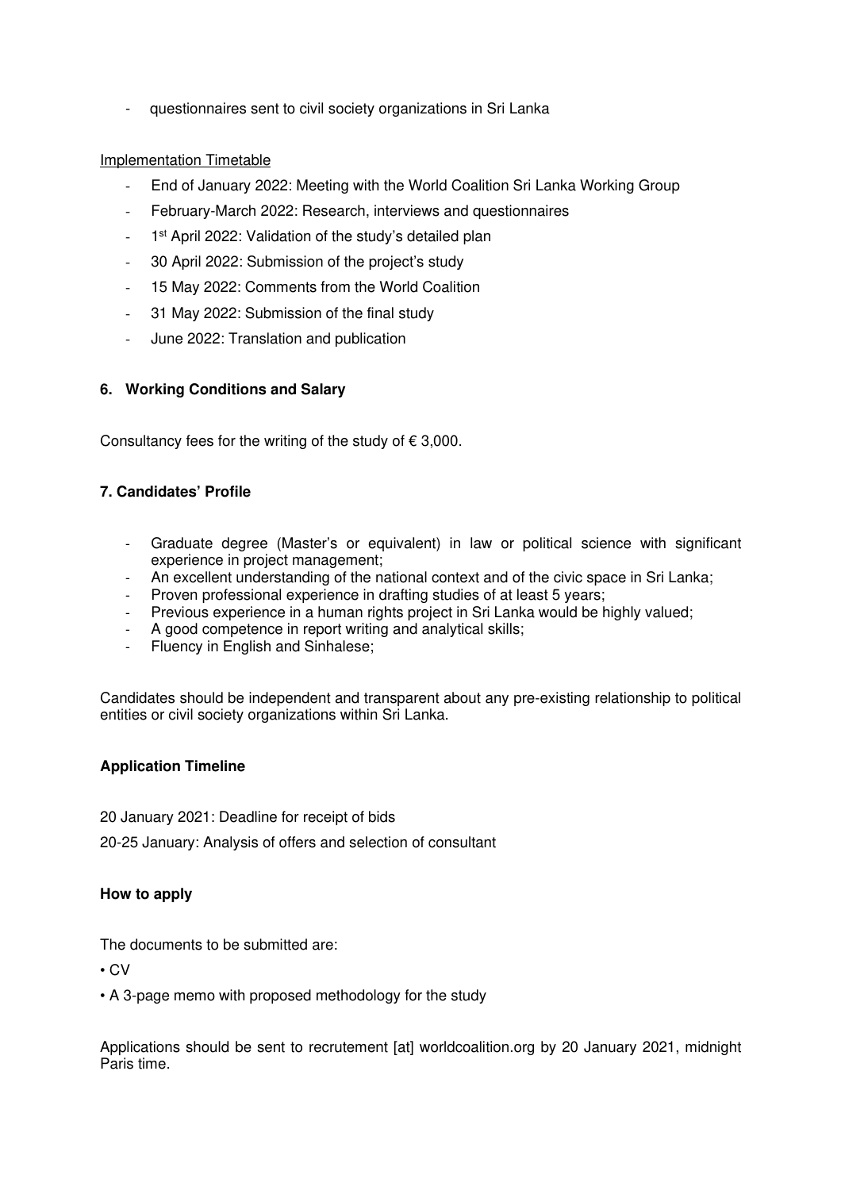- questionnaires sent to civil society organizations in Sri Lanka

Implementation Timetable

- End of January 2022: Meeting with the World Coalition Sri Lanka Working Group
- February-March 2022: Research, interviews and questionnaires
- 1st April 2022: Validation of the study's detailed plan
- 30 April 2022: Submission of the project's study
- 15 May 2022: Comments from the World Coalition
- 31 May 2022: Submission of the final study
- June 2022: Translation and publication

### 6. Working Conditions and Salary

Consultancy fees for the writing of the study of € 3,000.

### 7. Candidates' Profile

- Graduate degree (Master's or equivalent) in law or political science with significant experience in project management;
- An excellent understanding of the national context and of the civic space in Sri Lanka;
- Proven professional experience in drafting studies of at least 5 years;
- Previous experience in a human rights project in Sri Lanka would be highly valued;
- A good competence in report writing and analytical skills;
- Fluency in English and Sinhalese;

Candidates should be independent and transparent about any pre-existing relationship to political entities or civil society organizations within Sri Lanka.

### Application Timeline

20 January 2021: Deadline for receipt of bids

20-25 January: Analysis of offers and selection of consultant

### How to apply

The documents to be submitted are:

- CV
- A 3-page memo with proposed methodology for the study

Applications should be sent to recrutement [at] worldcoalition.org by 20 January 2021, midnight Paris time.